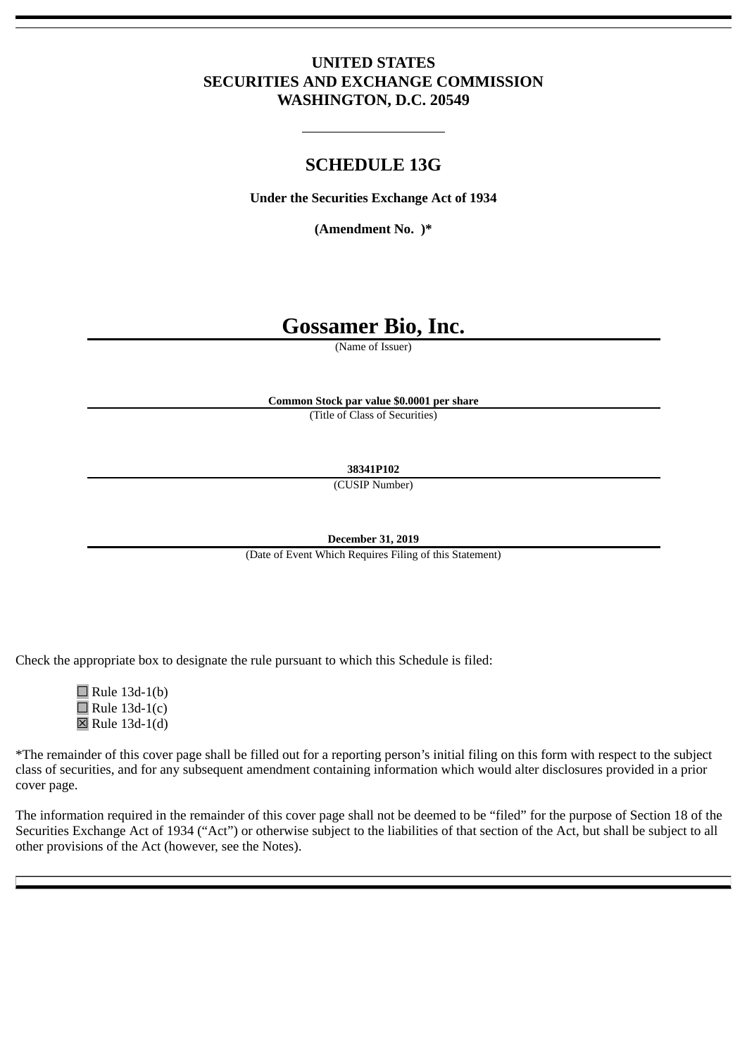# UNITED STATES
# SECURITIES AND EXCHANGE COMMISSION
# WASHINGTON, D.C. 20549

---

## SCHEDULE 13G

**Under the Securities Exchange Act of 1934**

**(Amendment No.  )***

# Gossamer Bio, Inc.

(Name of Issuer)

**Common Stock par value $0.0001 per share**

(Title of Class of Securities)

**38341P102**

(CUSIP Number)

**December 31, 2019**

(Date of Event Which Requires Filing of this Statement)

Check the appropriate box to designate the rule pursuant to which this Schedule is filed:

☐ Rule 13d-1(b)
☐ Rule 13d-1(c)
☒ Rule 13d-1(d)

*The remainder of this cover page shall be filled out for a reporting person's initial filing on this form with respect to the subject class of securities, and for any subsequent amendment containing information which would alter disclosures provided in a prior cover page.

The information required in the remainder of this cover page shall not be deemed to be "filed" for the purpose of Section 18 of the Securities Exchange Act of 1934 ("Act") or otherwise subject to the liabilities of that section of the Act, but shall be subject to all other provisions of the Act (however, see the Notes).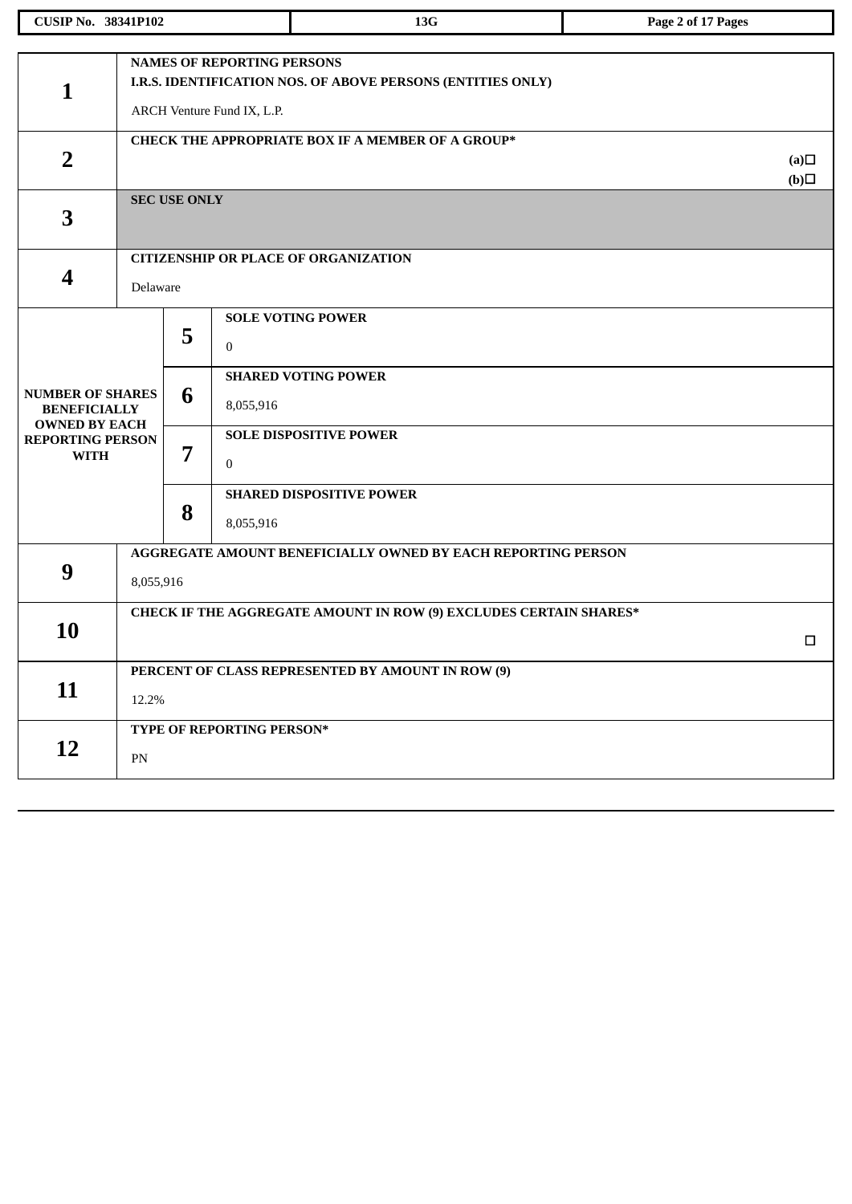| CUSIP No. 38341P102 | 13G | |
|---|---|---|

| | | |
|---|---|---|
| **1** | **NAMES OF REPORTING PERSONS**<br>**I.R.S. IDENTIFICATION NOS. OF ABOVE PERSONS (ENTITIES ONLY)**<br>ARCH Venture Fund IX, L.P. | |
| **2** | **CHECK THE APPROPRIATE BOX IF A MEMBER OF A GROUP***<br>**(a)**☐<br>**(b)**☐ | |
| **3** | **SEC USE ONLY** | |
| **4** | **CITIZENSHIP OR PLACE OF ORGANIZATION**<br>Delaware | |
| **NUMBER OF SHARES BENEFICIALLY OWNED BY EACH REPORTING PERSON WITH** | **5** | **SOLE VOTING POWER**<br>0 |
| | **6** | **SHARED VOTING POWER**<br>8,055,916 |
| | **7** | **SOLE DISPOSITIVE POWER**<br>0 |
| | **8** | **SHARED DISPOSITIVE POWER**<br>8,055,916 |
| **9** | **AGGREGATE AMOUNT BENEFICIALLY OWNED BY EACH REPORTING PERSON**<br>8,055,916 | |
| **10** | **CHECK IF THE AGGREGATE AMOUNT IN ROW (9) EXCLUDES CERTAIN SHARES***<br>☐ | |
| **11** | **PERCENT OF CLASS REPRESENTED BY AMOUNT IN ROW (9)**<br>12.2% | |
| **12** | **TYPE OF REPORTING PERSON***<br>PN | |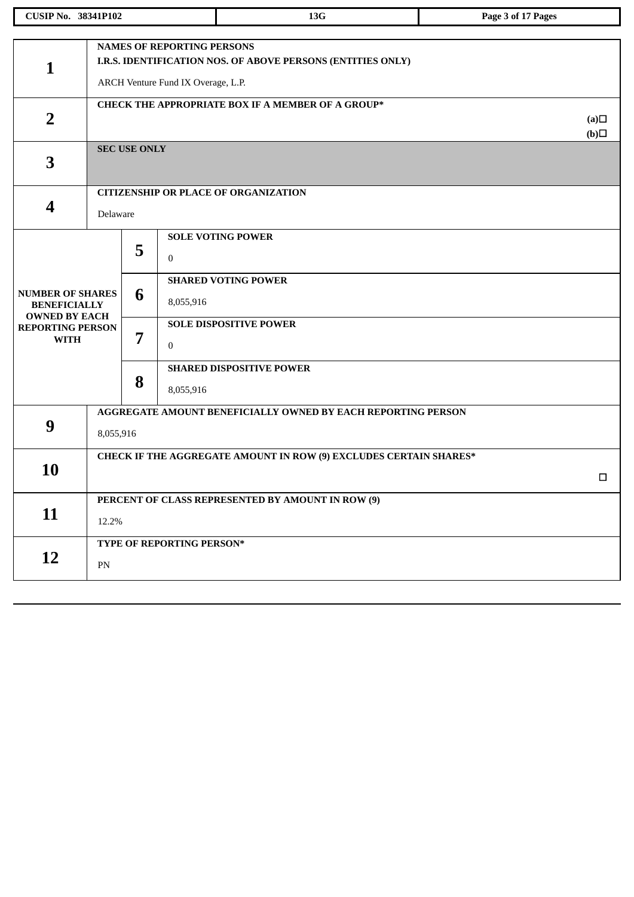| | | | |
|---|---|---|---|
| 1 | NAMES OF REPORTING PERSONS<br>I.R.S. IDENTIFICATION NOS. OF ABOVE PERSONS (ENTITIES ONLY)<br><br>ARCH Venture Fund IX Overage, L.P. | | |
| 2 | CHECK THE APPROPRIATE BOX IF A MEMBER OF A GROUP*<br>(a)☐<br>(b)☐ | | |
| 3 | SEC USE ONLY | | |
| 4 | CITIZENSHIP OR PLACE OF ORGANIZATION<br><br>Delaware | | |
| NUMBER OF SHARES BENEFICIALLY OWNED BY EACH REPORTING PERSON WITH | 5 | SOLE VOTING POWER<br><br>0 | |
| | 6 | SHARED VOTING POWER<br><br>8,055,916 | |
| | 7 | SOLE DISPOSITIVE POWER<br><br>0 | |
| | 8 | SHARED DISPOSITIVE POWER<br><br>8,055,916 | |
| 9 | AGGREGATE AMOUNT BENEFICIALLY OWNED BY EACH REPORTING PERSON<br><br>8,055,916 | | |
| 10 | CHECK IF THE AGGREGATE AMOUNT IN ROW (9) EXCLUDES CERTAIN SHARES*<br>☐ | | |
| 11 | PERCENT OF CLASS REPRESENTED BY AMOUNT IN ROW (9)<br><br>12.2% | | |
| 12 | TYPE OF REPORTING PERSON*<br><br>PN | | |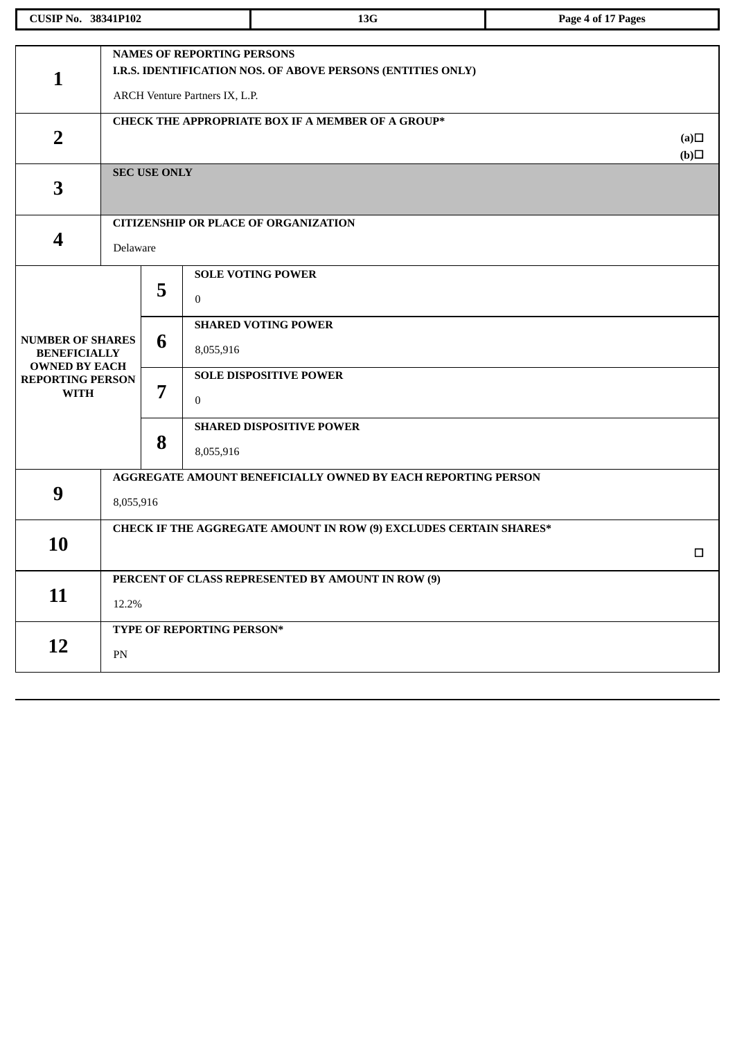| | | | |
|---|---|---|---|
| 1 | **NAMES OF REPORTING PERSONS**<br>**I.R.S. IDENTIFICATION NOS. OF ABOVE PERSONS (ENTITIES ONLY)**<br><br>ARCH Venture Partners IX, L.P. | | |
| 2 | **CHECK THE APPROPRIATE BOX IF A MEMBER OF A GROUP***<br>**(a)☐**<br>**(b)☐** | | |
| 3 | **SEC USE ONLY** | | |
| 4 | **CITIZENSHIP OR PLACE OF ORGANIZATION**<br><br>Delaware | | |
| **NUMBER OF SHARES BENEFICIALLY OWNED BY EACH REPORTING PERSON WITH** | 5 | **SOLE VOTING POWER**<br><br>0 | |
| | 6 | **SHARED VOTING POWER**<br><br>8,055,916 | |
| | 7 | **SOLE DISPOSITIVE POWER**<br><br>0 | |
| | 8 | **SHARED DISPOSITIVE POWER**<br><br>8,055,916 | |
| 9 | **AGGREGATE AMOUNT BENEFICIALLY OWNED BY EACH REPORTING PERSON**<br><br>8,055,916 | | |
| 10 | **CHECK IF THE AGGREGATE AMOUNT IN ROW (9) EXCLUDES CERTAIN SHARES***<br>☐ | | |
| 11 | **PERCENT OF CLASS REPRESENTED BY AMOUNT IN ROW (9)**<br><br>12.2% | | |
| 12 | **TYPE OF REPORTING PERSON***<br><br>PN | | |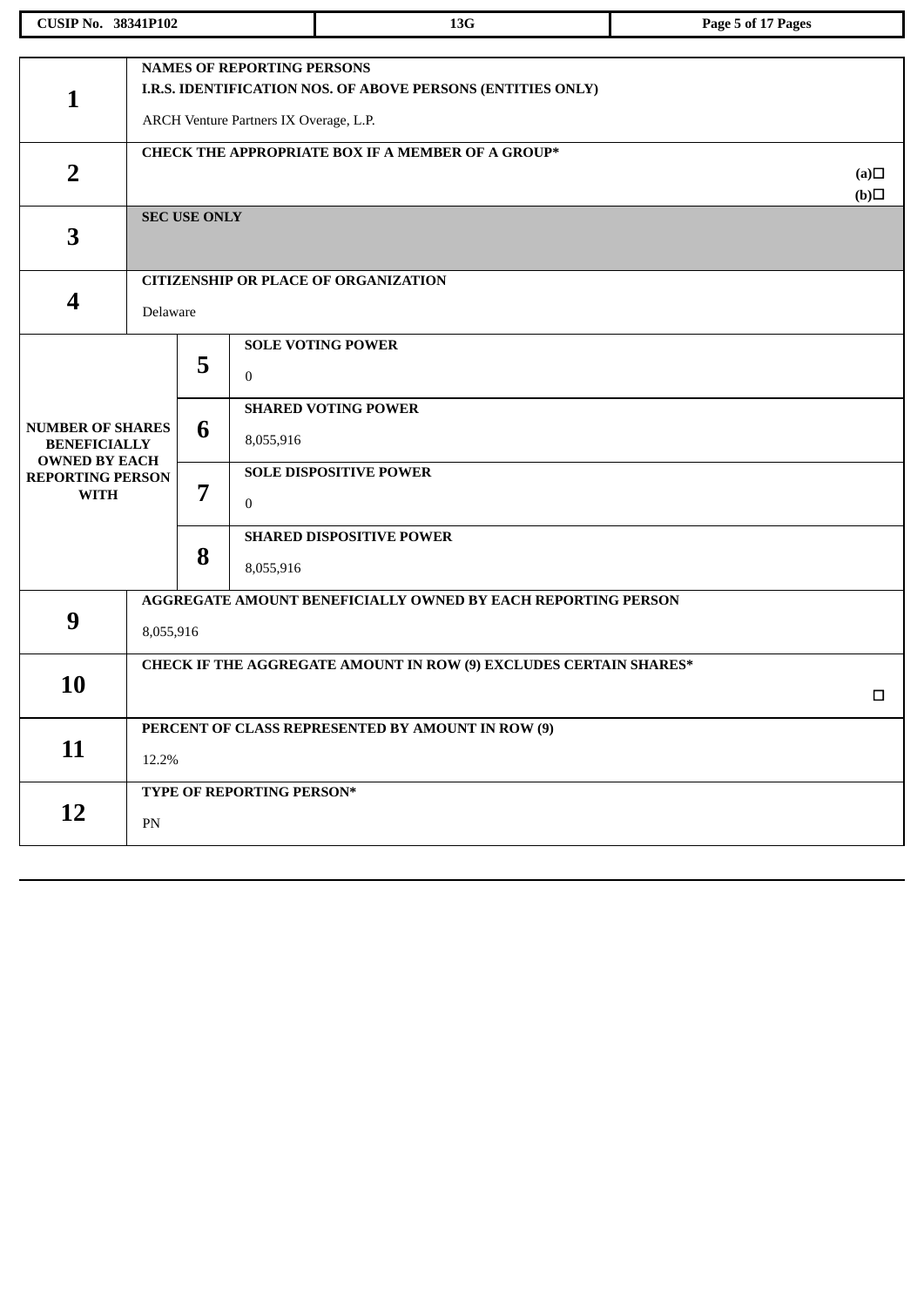| | | | |
|---|---|---|---|
| **1** | **NAMES OF REPORTING PERSONS**<br>**I.R.S. IDENTIFICATION NOS. OF ABOVE PERSONS (ENTITIES ONLY)**<br><br>ARCH Venture Partners IX Overage, L.P. | | |
| **2** | **CHECK THE APPROPRIATE BOX IF A MEMBER OF A GROUP*** (a)☐ (b)☐ | | |
| **3** | **SEC USE ONLY** | | |
| **4** | **CITIZENSHIP OR PLACE OF ORGANIZATION**<br><br>Delaware | | |
| **NUMBER OF SHARES BENEFICIALLY OWNED BY EACH REPORTING PERSON WITH** | | **5** | **SOLE VOTING POWER**<br><br>0 |
| | | **6** | **SHARED VOTING POWER**<br><br>8,055,916 |
| | | **7** | **SOLE DISPOSITIVE POWER**<br><br>0 |
| | | **8** | **SHARED DISPOSITIVE POWER**<br><br>8,055,916 |
| **9** | **AGGREGATE AMOUNT BENEFICIALLY OWNED BY EACH REPORTING PERSON**<br><br>8,055,916 | | |
| **10** | **CHECK IF THE AGGREGATE AMOUNT IN ROW (9) EXCLUDES CERTAIN SHARES*** ☐ | | |
| **11** | **PERCENT OF CLASS REPRESENTED BY AMOUNT IN ROW (9)**<br><br>12.2% | | |
| **12** | **TYPE OF REPORTING PERSON***<br><br>PN | | |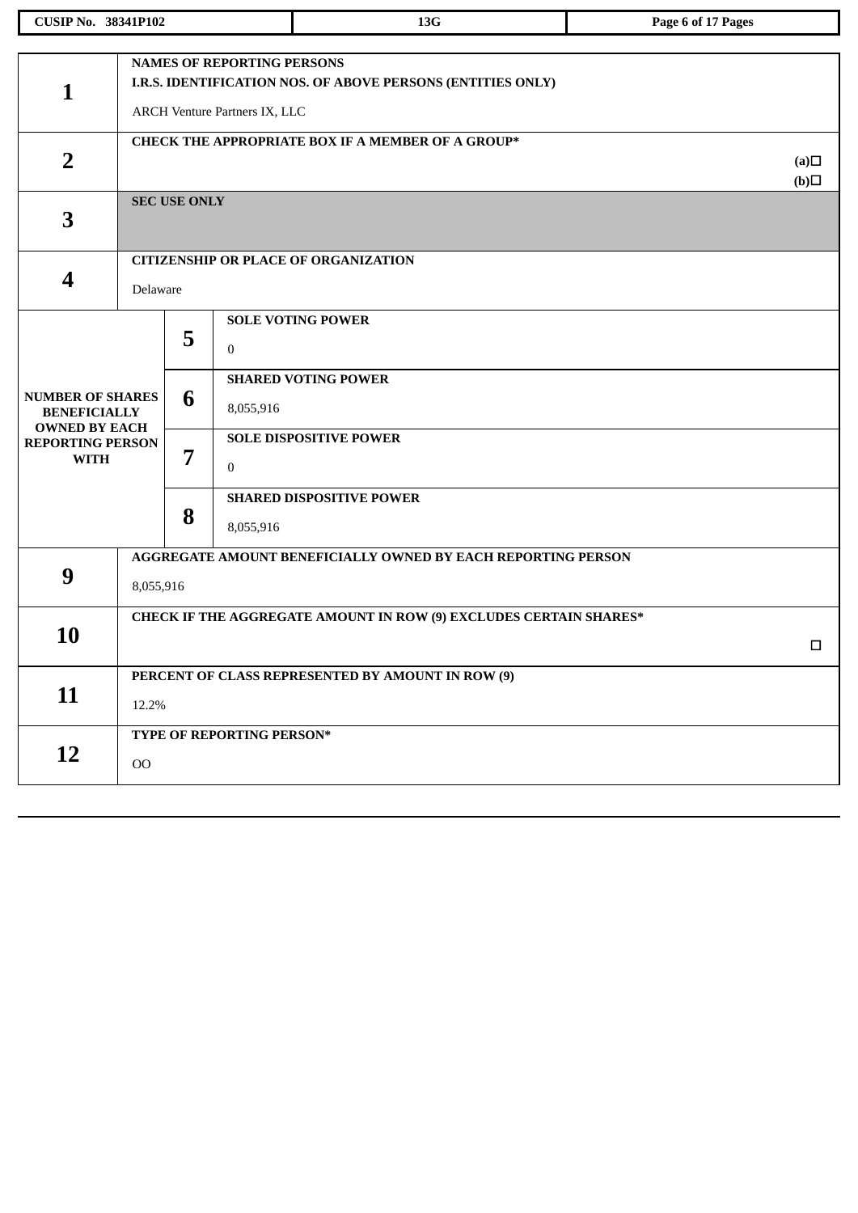| | | |
|---|---|---|
| 1 | **NAMES OF REPORTING PERSONS**<br>**I.R.S. IDENTIFICATION NOS. OF ABOVE PERSONS (ENTITIES ONLY)**<br>ARCH Venture Partners IX, LLC | |
| 2 | **CHECK THE APPROPRIATE BOX IF A MEMBER OF A GROUP*** | **(a)**☐<br>**(b)**☐ |
| 3 | **SEC USE ONLY** | |
| 4 | **CITIZENSHIP OR PLACE OF ORGANIZATION**<br>Delaware | |

| NUMBER OF SHARES BENEFICIALLY OWNED BY EACH REPORTING PERSON WITH | | |
|---|---|---|
| | 5 | **SOLE VOTING POWER**<br>0 |
| | 6 | **SHARED VOTING POWER**<br>8,055,916 |
| | 7 | **SOLE DISPOSITIVE POWER**<br>0 |
| | 8 | **SHARED DISPOSITIVE POWER**<br>8,055,916 |

| | | |
|---|---|---|
| 9 | **AGGREGATE AMOUNT BENEFICIALLY OWNED BY EACH REPORTING PERSON**<br>8,055,916 | |
| 10 | **CHECK IF THE AGGREGATE AMOUNT IN ROW (9) EXCLUDES CERTAIN SHARES*** | ☐ |
| 11 | **PERCENT OF CLASS REPRESENTED BY AMOUNT IN ROW (9)**<br>12.2% | |
| 12 | **TYPE OF REPORTING PERSON***<br>OO | |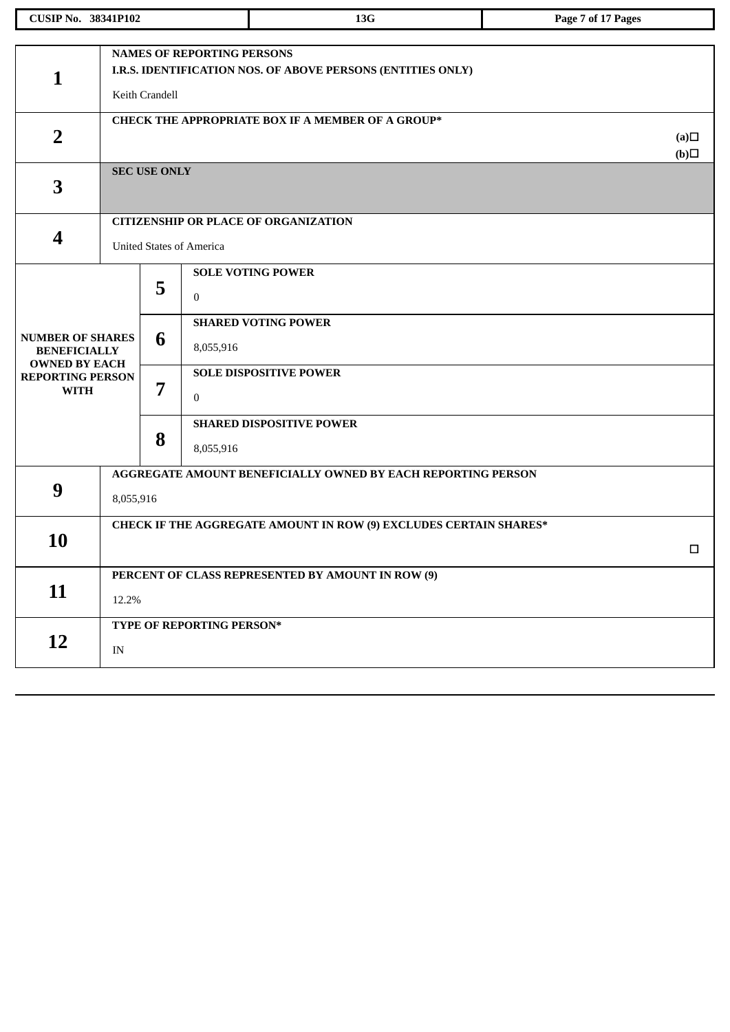CUSIP No. 38341P102 | 13G

| | | | |
|---|---|---|---|
| 1 | NAMES OF REPORTING PERSONS<br>I.R.S. IDENTIFICATION NOS. OF ABOVE PERSONS (ENTITIES ONLY)<br><br>Keith Crandell | | |
| 2 | CHECK THE APPROPRIATE BOX IF A MEMBER OF A GROUP*<br>(a)☐<br>(b)☐ | | |
| 3 | SEC USE ONLY | | |
| 4 | CITIZENSHIP OR PLACE OF ORGANIZATION<br><br>United States of America | | |
| NUMBER OF SHARES BENEFICIALLY OWNED BY EACH REPORTING PERSON WITH | 5 | SOLE VOTING POWER<br><br>0 | |
| | 6 | SHARED VOTING POWER<br><br>8,055,916 | |
| | 7 | SOLE DISPOSITIVE POWER<br><br>0 | |
| | 8 | SHARED DISPOSITIVE POWER<br><br>8,055,916 | |
| 9 | AGGREGATE AMOUNT BENEFICIALLY OWNED BY EACH REPORTING PERSON<br><br>8,055,916 | | |
| 10 | CHECK IF THE AGGREGATE AMOUNT IN ROW (9) EXCLUDES CERTAIN SHARES*<br>☐ | | |
| 11 | PERCENT OF CLASS REPRESENTED BY AMOUNT IN ROW (9)<br><br>12.2% | | |
| 12 | TYPE OF REPORTING PERSON*<br><br>IN | | |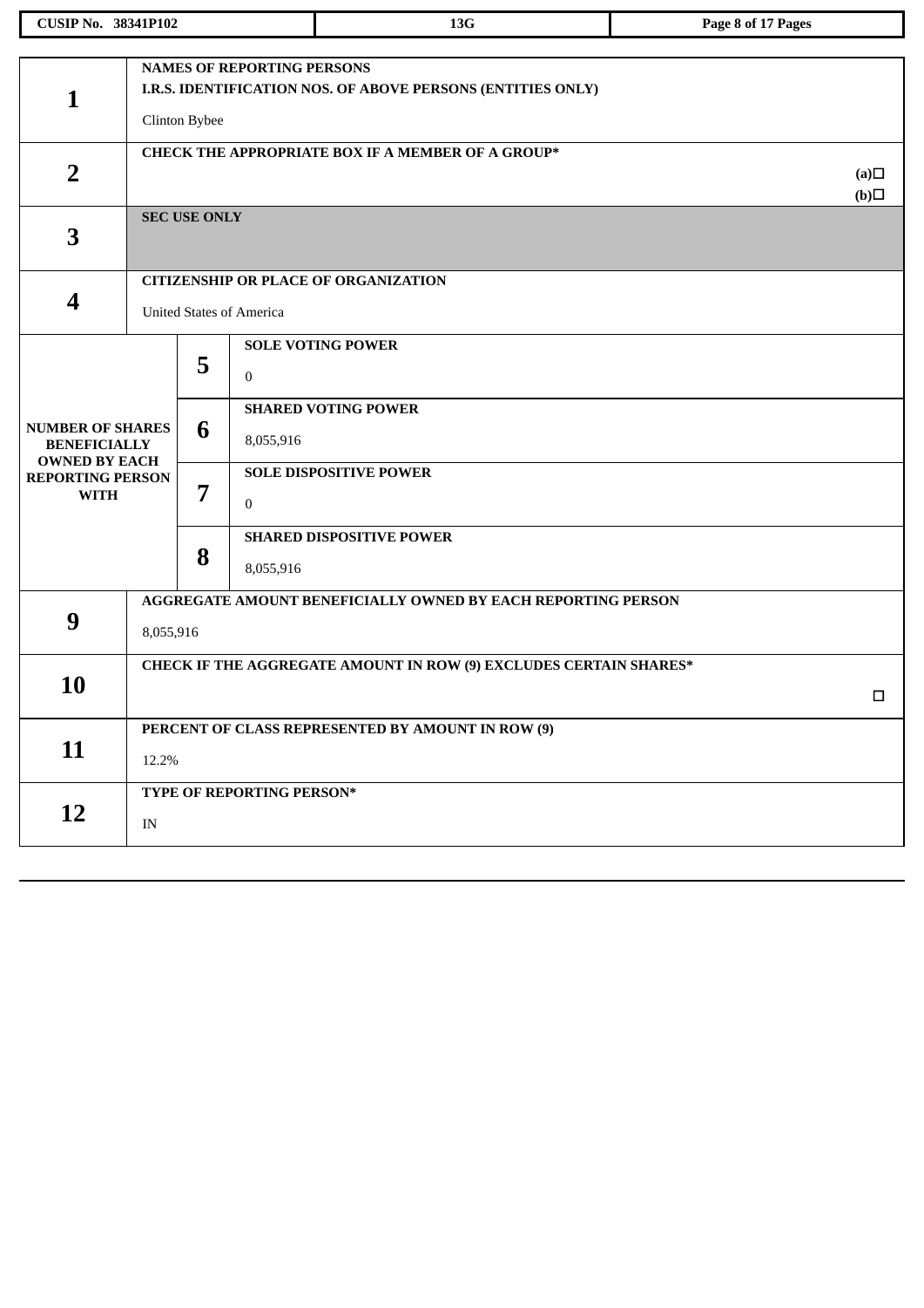| | | |
|---|---|---|
| **1** | **NAMES OF REPORTING PERSONS**<br>**I.R.S. IDENTIFICATION NOS. OF ABOVE PERSONS (ENTITIES ONLY)**<br><br>Clinton Bybee | |
| **2** | **CHECK THE APPROPRIATE BOX IF A MEMBER OF A GROUP*** | **(a)☐**<br>**(b)☐** |
| **3** | **SEC USE ONLY** | |
| **4** | **CITIZENSHIP OR PLACE OF ORGANIZATION**<br><br>United States of America | |

| | | |
|---|---|---|
| **NUMBER OF SHARES BENEFICIALLY OWNED BY EACH REPORTING PERSON WITH** | **5** | **SOLE VOTING POWER**<br><br>0 |
| | **6** | **SHARED VOTING POWER**<br><br>8,055,916 |
| | **7** | **SOLE DISPOSITIVE POWER**<br><br>0 |
| | **8** | **SHARED DISPOSITIVE POWER**<br><br>8,055,916 |

| | | |
|---|---|---|
| **9** | **AGGREGATE AMOUNT BENEFICIALLY OWNED BY EACH REPORTING PERSON**<br><br>8,055,916 | |
| **10** | **CHECK IF THE AGGREGATE AMOUNT IN ROW (9) EXCLUDES CERTAIN SHARES*** | ☐ |
| **11** | **PERCENT OF CLASS REPRESENTED BY AMOUNT IN ROW (9)**<br><br>12.2% | |
| **12** | **TYPE OF REPORTING PERSON***<br><br>IN | |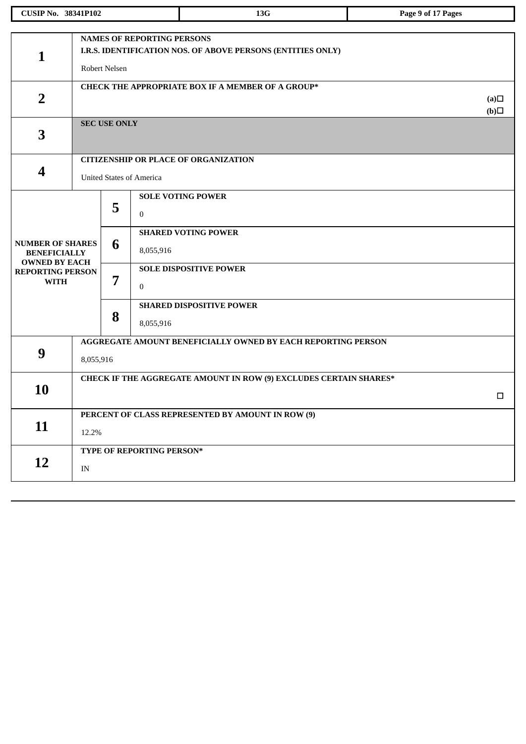| | | | |
|---|---|---|---|
| **1** | **NAMES OF REPORTING PERSONS**<br>**I.R.S. IDENTIFICATION NOS. OF ABOVE PERSONS (ENTITIES ONLY)**<br><br>Robert Nelsen | | |
| **2** | **CHECK THE APPROPRIATE BOX IF A MEMBER OF A GROUP***<br>**(a)**☐<br>**(b)**☐ | | |
| **3** | **SEC USE ONLY** | | |
| **4** | **CITIZENSHIP OR PLACE OF ORGANIZATION**<br><br>United States of America | | |
| **NUMBER OF SHARES BENEFICIALLY OWNED BY EACH REPORTING PERSON WITH** | **5** | **SOLE VOTING POWER**<br><br>0 | |
| | **6** | **SHARED VOTING POWER**<br><br>8,055,916 | |
| | **7** | **SOLE DISPOSITIVE POWER**<br><br>0 | |
| | **8** | **SHARED DISPOSITIVE POWER**<br><br>8,055,916 | |
| **9** | **AGGREGATE AMOUNT BENEFICIALLY OWNED BY EACH REPORTING PERSON**<br><br>8,055,916 | | |
| **10** | **CHECK IF THE AGGREGATE AMOUNT IN ROW (9) EXCLUDES CERTAIN SHARES***<br>☐ | | |
| **11** | **PERCENT OF CLASS REPRESENTED BY AMOUNT IN ROW (9)**<br><br>12.2% | | |
| **12** | **TYPE OF REPORTING PERSON***<br><br>IN | | |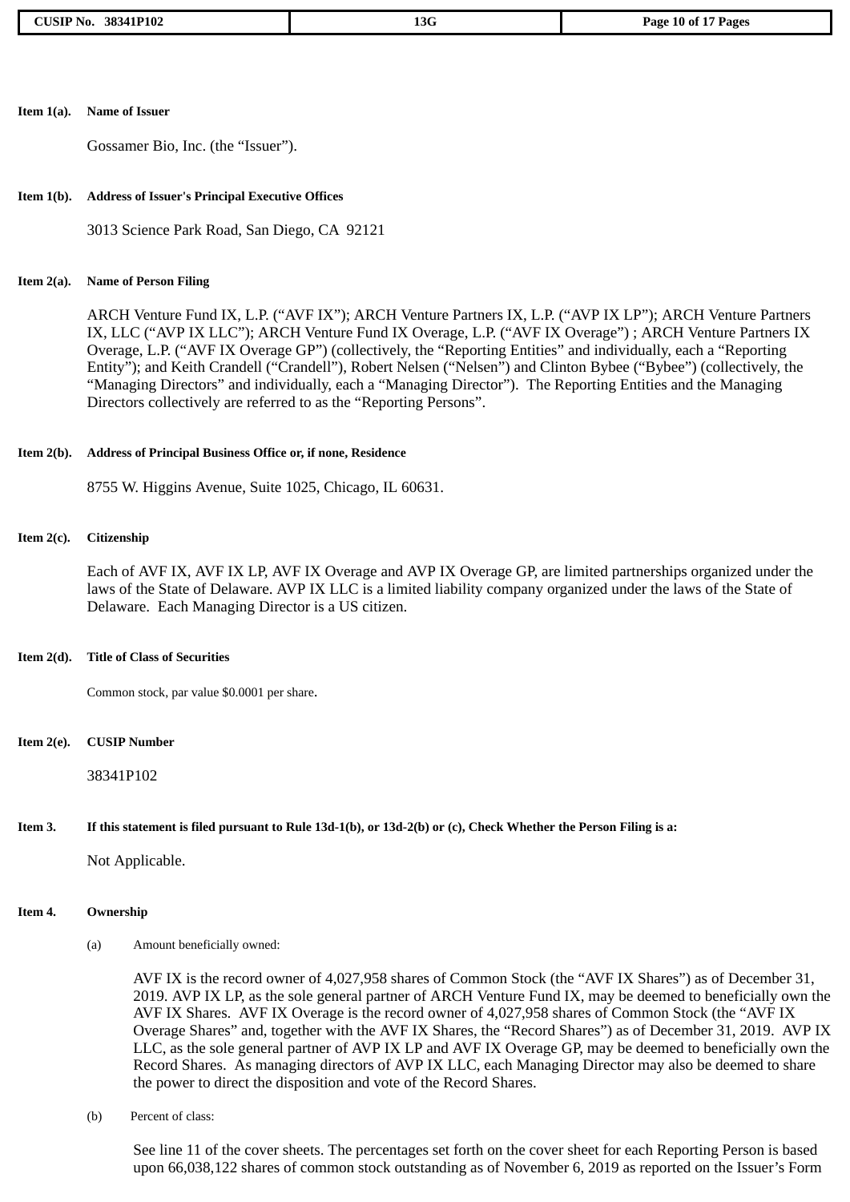**Item 1(a). Name of Issuer**

Gossamer Bio, Inc. (the "Issuer").

**Item 1(b). Address of Issuer's Principal Executive Offices**

3013 Science Park Road, San Diego, CA 92121

**Item 2(a). Name of Person Filing**

ARCH Venture Fund IX, L.P. ("AVF IX"); ARCH Venture Partners IX, L.P. ("AVP IX LP"); ARCH Venture Partners IX, LLC ("AVP IX LLC"); ARCH Venture Fund IX Overage, L.P. ("AVF IX Overage") ; ARCH Venture Partners IX Overage, L.P. ("AVF IX Overage GP") (collectively, the "Reporting Entities" and individually, each a "Reporting Entity"); and Keith Crandell ("Crandell"), Robert Nelsen ("Nelsen") and Clinton Bybee ("Bybee") (collectively, the "Managing Directors" and individually, each a "Managing Director"). The Reporting Entities and the Managing Directors collectively are referred to as the "Reporting Persons".

**Item 2(b). Address of Principal Business Office or, if none, Residence**

8755 W. Higgins Avenue, Suite 1025, Chicago, IL 60631.

**Item 2(c). Citizenship**

Each of AVF IX, AVF IX LP, AVF IX Overage and AVP IX Overage GP, are limited partnerships organized under the laws of the State of Delaware. AVP IX LLC is a limited liability company organized under the laws of the State of Delaware. Each Managing Director is a US citizen.

**Item 2(d). Title of Class of Securities**

Common stock, par value $0.0001 per share.

**Item 2(e). CUSIP Number**

38341P102

**Item 3. If this statement is filed pursuant to Rule 13d-1(b), or 13d-2(b) or (c), Check Whether the Person Filing is a:**

Not Applicable.

**Item 4. Ownership**

(a) Amount beneficially owned:

AVF IX is the record owner of 4,027,958 shares of Common Stock (the "AVF IX Shares") as of December 31, 2019. AVP IX LP, as the sole general partner of ARCH Venture Fund IX, may be deemed to beneficially own the AVF IX Shares. AVF IX Overage is the record owner of 4,027,958 shares of Common Stock (the "AVF IX Overage Shares" and, together with the AVF IX Shares, the "Record Shares") as of December 31, 2019. AVP IX LLC, as the sole general partner of AVP IX LP and AVF IX Overage GP, may be deemed to beneficially own the Record Shares. As managing directors of AVP IX LLC, each Managing Director may also be deemed to share the power to direct the disposition and vote of the Record Shares.

(b) Percent of class:

See line 11 of the cover sheets. The percentages set forth on the cover sheet for each Reporting Person is based upon 66,038,122 shares of common stock outstanding as of November 6, 2019 as reported on the Issuer's Form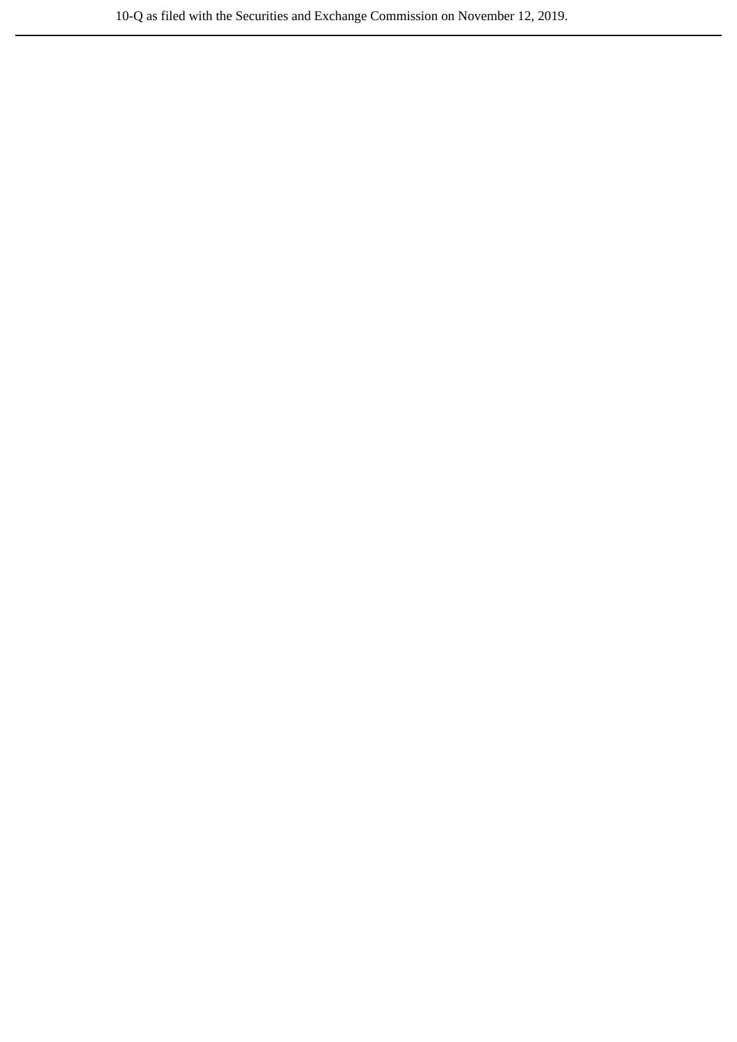10-Q as filed with the Securities and Exchange Commission on November 12, 2019.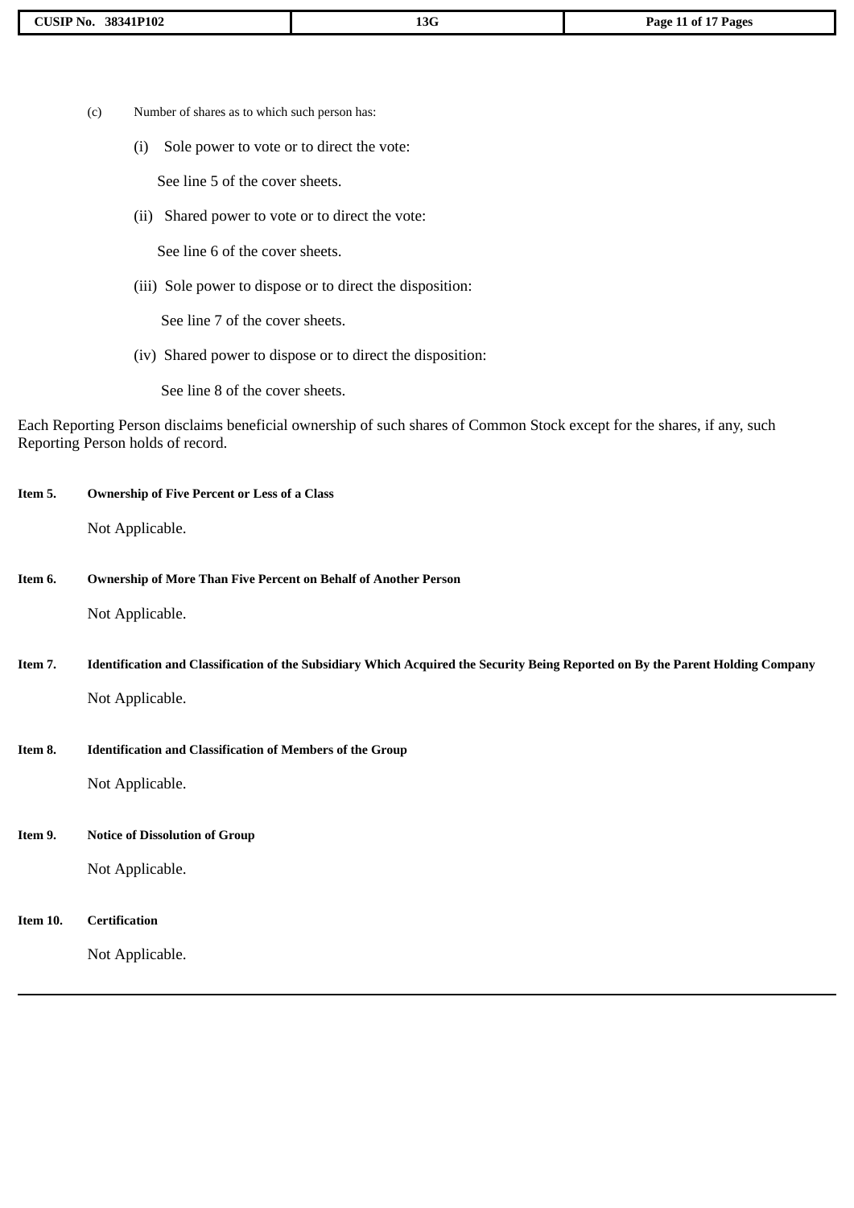(c) Number of shares as to which such person has:

(i) Sole power to vote or to direct the vote:

See line 5 of the cover sheets.

(ii) Shared power to vote or to direct the vote:

See line 6 of the cover sheets.

(iii) Sole power to dispose or to direct the disposition:

See line 7 of the cover sheets.

(iv) Shared power to dispose or to direct the disposition:

See line 8 of the cover sheets.

Each Reporting Person disclaims beneficial ownership of such shares of Common Stock except for the shares, if any, such Reporting Person holds of record.

**Item 5. Ownership of Five Percent or Less of a Class**

Not Applicable.

**Item 6. Ownership of More Than Five Percent on Behalf of Another Person**

Not Applicable.

**Item 7. Identification and Classification of the Subsidiary Which Acquired the Security Being Reported on By the Parent Holding Company**

Not Applicable.

**Item 8. Identification and Classification of Members of the Group**

Not Applicable.

**Item 9. Notice of Dissolution of Group**

Not Applicable.

**Item 10. Certification**

Not Applicable.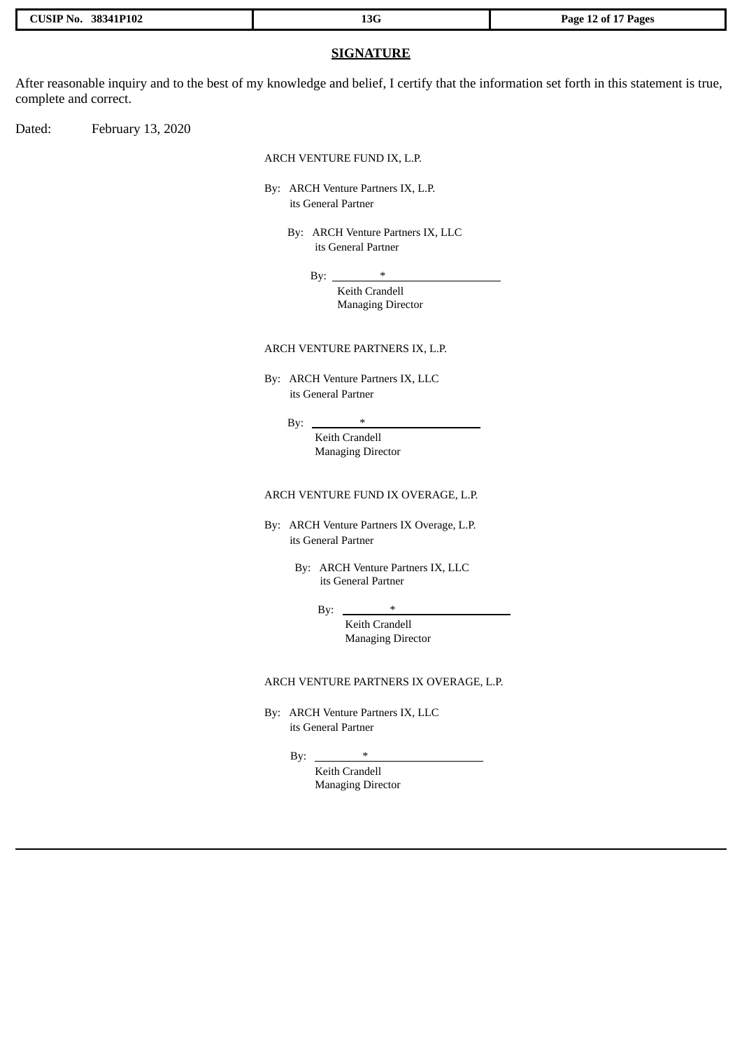## SIGNATURE

After reasonable inquiry and to the best of my knowledge and belief, I certify that the information set forth in this statement is true, complete and correct.

Dated: February 13, 2020

ARCH VENTURE FUND IX, L.P.

By: ARCH Venture Partners IX, L.P.
its General Partner

By: ARCH Venture Partners IX, LLC
its General Partner

By: *
Keith Crandell
Managing Director

ARCH VENTURE PARTNERS IX, L.P.

By: ARCH Venture Partners IX, LLC
its General Partner

By: *
Keith Crandell
Managing Director

ARCH VENTURE FUND IX OVERAGE, L.P.

By: ARCH Venture Partners IX Overage, L.P.
its General Partner

By: ARCH Venture Partners IX, LLC
its General Partner

By: *
Keith Crandell
Managing Director

ARCH VENTURE PARTNERS IX OVERAGE, L.P.

By: ARCH Venture Partners IX, LLC
its General Partner

By: *
Keith Crandell
Managing Director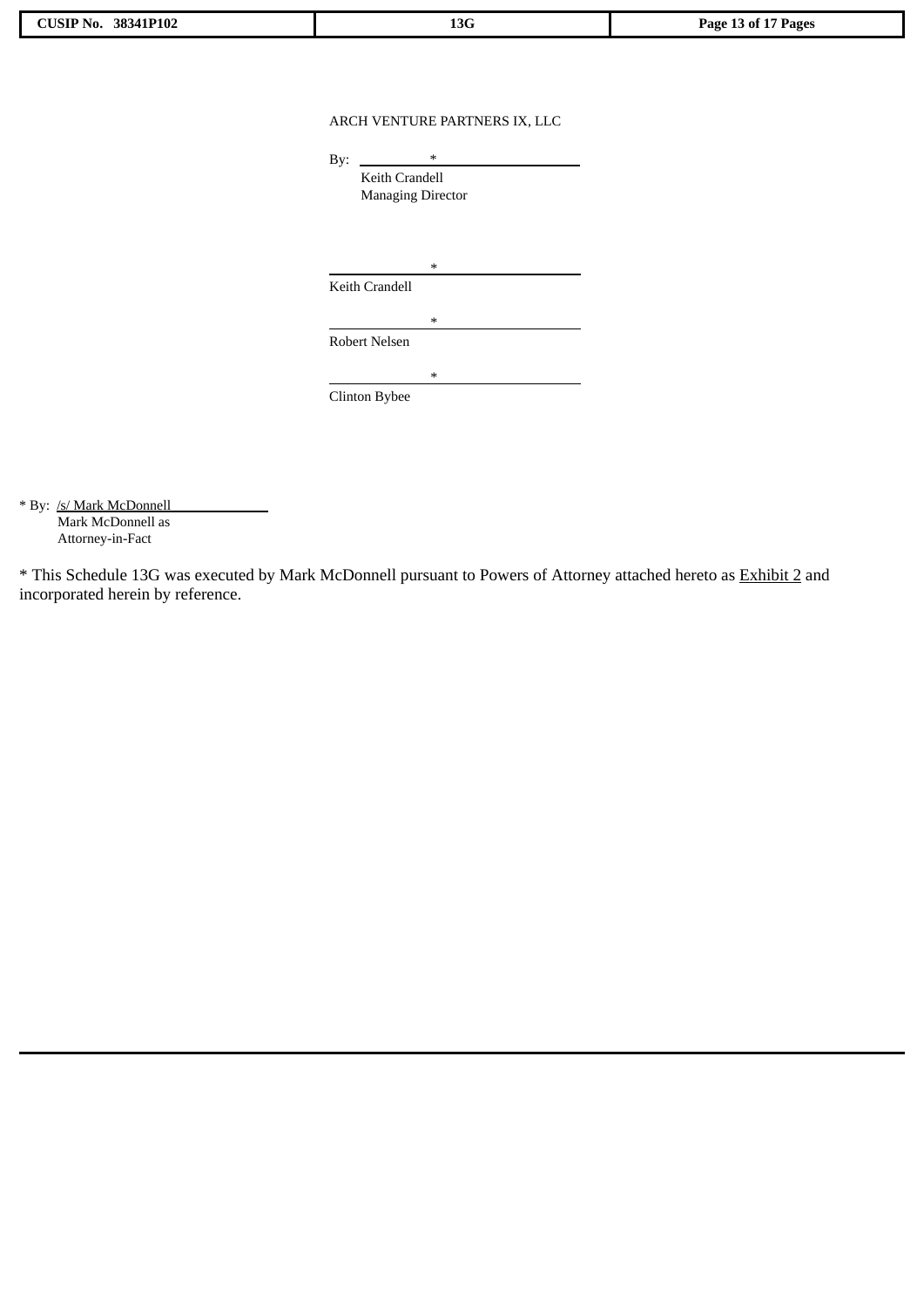ARCH VENTURE PARTNERS IX, LLC

By: *
Keith Crandell
Managing Director

*
Keith Crandell

*
Robert Nelsen

*
Clinton Bybee

* By: /s/ Mark McDonnell
Mark McDonnell as
Attorney-in-Fact

* This Schedule 13G was executed by Mark McDonnell pursuant to Powers of Attorney attached hereto as Exhibit 2 and incorporated herein by reference.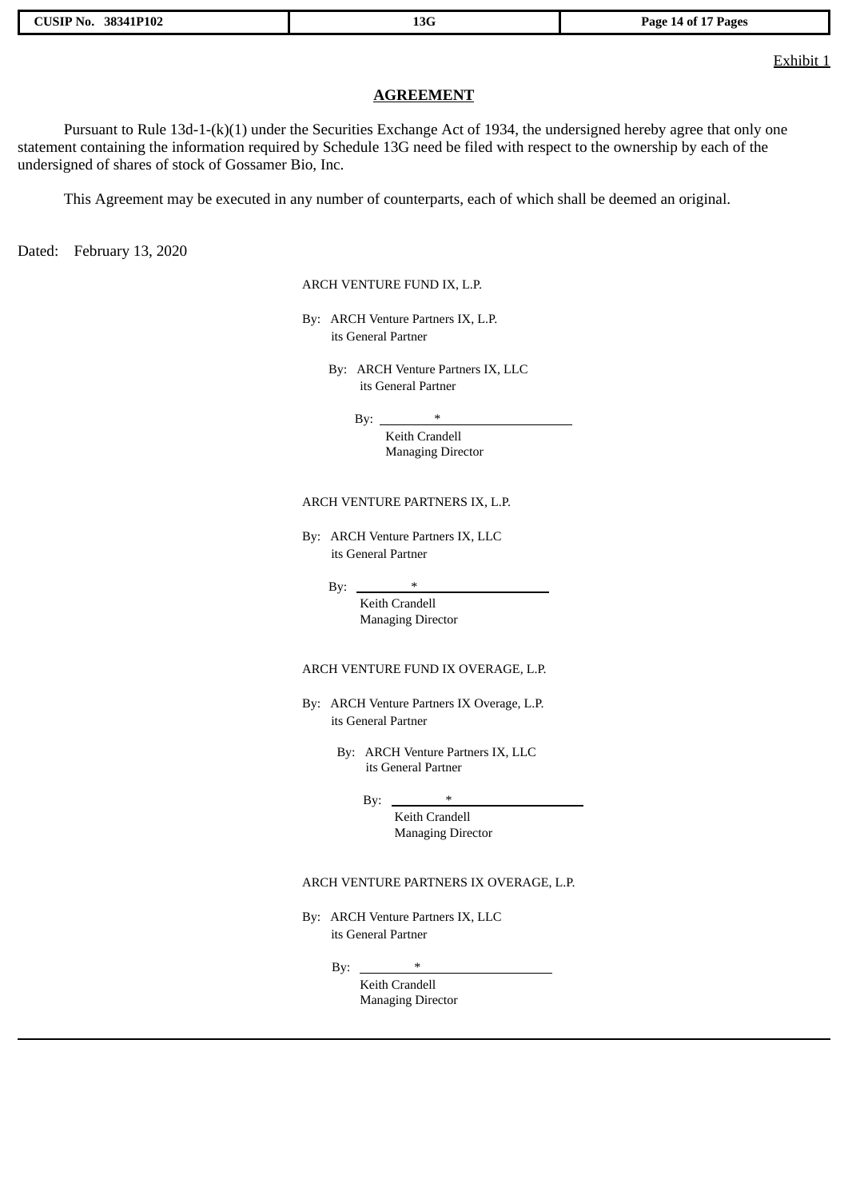Exhibit 1

**AGREEMENT**

Pursuant to Rule 13d-1-(k)(1) under the Securities Exchange Act of 1934, the undersigned hereby agree that only one statement containing the information required by Schedule 13G need be filed with respect to the ownership by each of the undersigned of shares of stock of Gossamer Bio, Inc.

This Agreement may be executed in any number of counterparts, each of which shall be deemed an original.

Dated: February 13, 2020

ARCH VENTURE FUND IX, L.P.

By: ARCH Venture Partners IX, L.P.
its General Partner

By: ARCH Venture Partners IX, LLC
its General Partner

By: *
Keith Crandell
Managing Director

ARCH VENTURE PARTNERS IX, L.P.

By: ARCH Venture Partners IX, LLC
its General Partner

By: *
Keith Crandell
Managing Director

ARCH VENTURE FUND IX OVERAGE, L.P.

By: ARCH Venture Partners IX Overage, L.P.
its General Partner

By: ARCH Venture Partners IX, LLC
its General Partner

By: *
Keith Crandell
Managing Director

ARCH VENTURE PARTNERS IX OVERAGE, L.P.

By: ARCH Venture Partners IX, LLC
its General Partner

By: *
Keith Crandell
Managing Director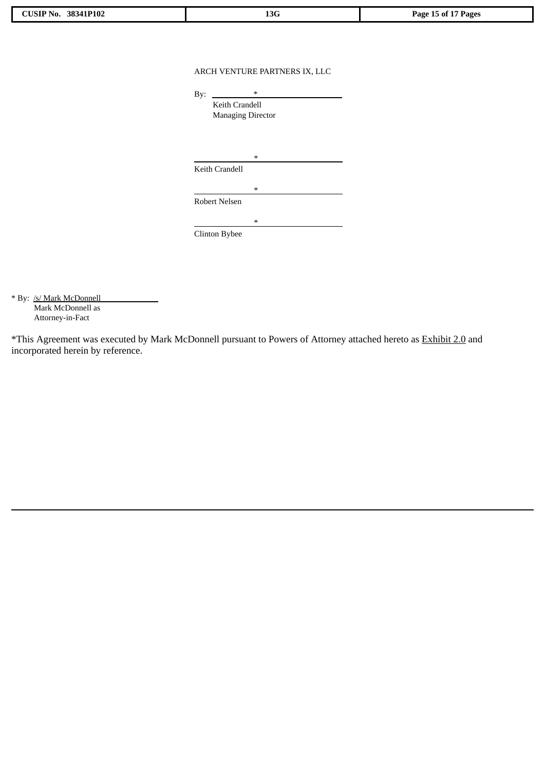ARCH VENTURE PARTNERS IX, LLC

By: \*
Keith Crandell
Managing Director

\*
Keith Crandell

\*
Robert Nelsen

\*
Clinton Bybee

\* By: /s/ Mark McDonnell
Mark McDonnell as
Attorney-in-Fact

\*This Agreement was executed by Mark McDonnell pursuant to Powers of Attorney attached hereto as Exhibit 2.0 and incorporated herein by reference.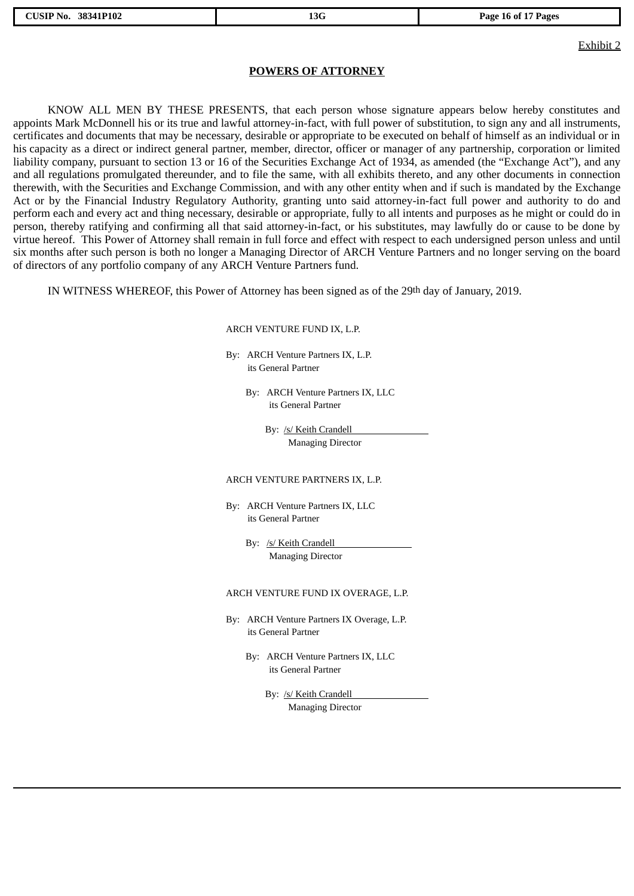Exhibit 2

**POWERS OF ATTORNEY**

KNOW ALL MEN BY THESE PRESENTS, that each person whose signature appears below hereby constitutes and appoints Mark McDonnell his or its true and lawful attorney-in-fact, with full power of substitution, to sign any and all instruments, certificates and documents that may be necessary, desirable or appropriate to be executed on behalf of himself as an individual or in his capacity as a direct or indirect general partner, member, director, officer or manager of any partnership, corporation or limited liability company, pursuant to section 13 or 16 of the Securities Exchange Act of 1934, as amended (the "Exchange Act"), and any and all regulations promulgated thereunder, and to file the same, with all exhibits thereto, and any other documents in connection therewith, with the Securities and Exchange Commission, and with any other entity when and if such is mandated by the Exchange Act or by the Financial Industry Regulatory Authority, granting unto said attorney-in-fact full power and authority to do and perform each and every act and thing necessary, desirable or appropriate, fully to all intents and purposes as he might or could do in person, thereby ratifying and confirming all that said attorney-in-fact, or his substitutes, may lawfully do or cause to be done by virtue hereof. This Power of Attorney shall remain in full force and effect with respect to each undersigned person unless and until six months after such person is both no longer a Managing Director of ARCH Venture Partners and no longer serving on the board of directors of any portfolio company of any ARCH Venture Partners fund.

IN WITNESS WHEREOF, this Power of Attorney has been signed as of the 29th day of January, 2019.

ARCH VENTURE FUND IX, L.P.

By: ARCH Venture Partners IX, L.P.
its General Partner

By: ARCH Venture Partners IX, LLC
its General Partner

By: /s/ Keith Crandell
Managing Director

ARCH VENTURE PARTNERS IX, L.P.

By: ARCH Venture Partners IX, LLC
its General Partner

By: /s/ Keith Crandell
Managing Director

ARCH VENTURE FUND IX OVERAGE, L.P.

By: ARCH Venture Partners IX Overage, L.P.
its General Partner

By: ARCH Venture Partners IX, LLC
its General Partner

By: /s/ Keith Crandell
Managing Director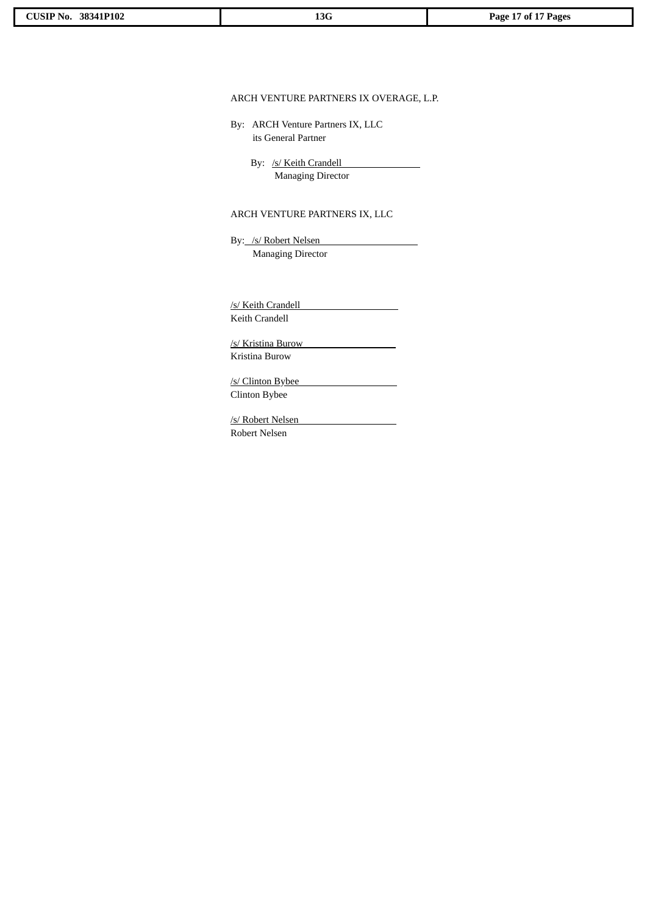ARCH VENTURE PARTNERS IX OVERAGE, L.P.

By: ARCH Venture Partners IX, LLC
its General Partner

By: /s/ Keith Crandell
Managing Director

ARCH VENTURE PARTNERS IX, LLC

By: /s/ Robert Nelsen
Managing Director

/s/ Keith Crandell
Keith Crandell

/s/ Kristina Burow
Kristina Burow

/s/ Clinton Bybee
Clinton Bybee

/s/ Robert Nelsen
Robert Nelsen